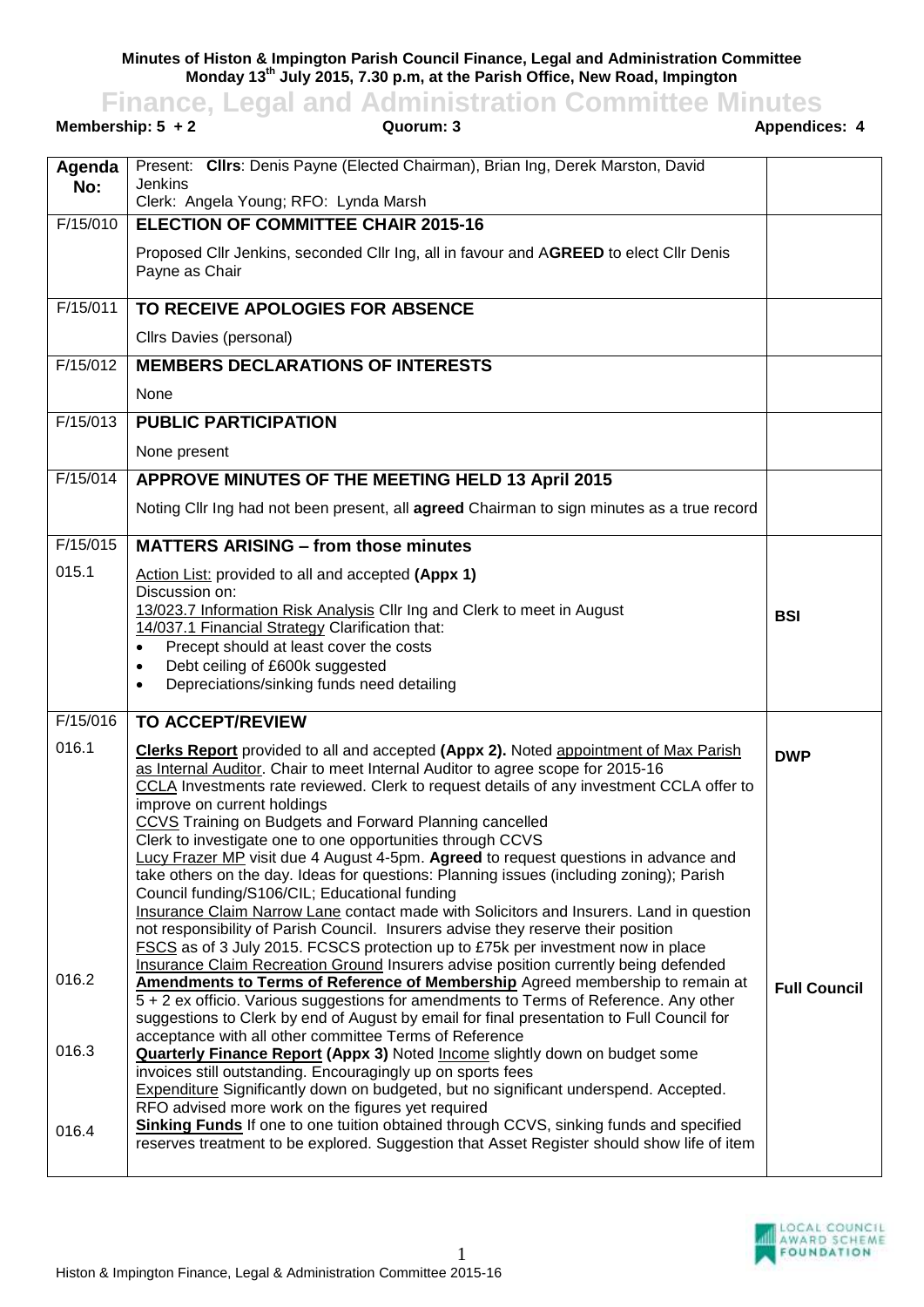**Minutes of Histon & Impington Parish Council Finance, Legal and Administration Committee Monday 13th July 2015, 7.30 p.m, at the Parish Office, New Road, Impington**

# Finance, Legal and Administration Committee Minutes

**Membership: 5 + 2** | **Quorum: 3** | **Appendices: 4**

| Agenda No: | Present: **Cllrs**: Denis Payne (Elected Chairman), Brian Ing, Derek Marston, David Jenkins<br>Clerk: Angela Young; RFO: Lynda Marsh | |
|---|---|---|
| F/15/010 | **ELECTION OF COMMITTEE CHAIR 2015-16**<br><br>Proposed Cllr Jenkins, seconded Cllr Ing, all in favour and A**GREED** to elect Cllr Denis Payne as Chair | |
| F/15/011 | **TO RECEIVE APOLOGIES FOR ABSENCE**<br><br>Cllrs Davies (personal) | |
| F/15/012 | **MEMBERS DECLARATIONS OF INTERESTS**<br><br>None | |
| F/15/013 | **PUBLIC PARTICIPATION**<br><br>None present | |
| F/15/014 | **APPROVE MINUTES OF THE MEETING HELD 13 April 2015**<br><br>Noting Cllr Ing had not been present, all **agreed** Chairman to sign minutes as a true record | |
| F/15/015 | **MATTERS ARISING – from those minutes** | |
| 015.1 | Action List: provided to all and accepted **(Appx 1)**<br>Discussion on:<br>13/023.7 Information Risk Analysis Cllr Ing and Clerk to meet in August<br>14/037.1 Financial Strategy Clarification that:<br>• Precept should at least cover the costs<br>• Debt ceiling of £600k suggested<br>• Depreciations/sinking funds need detailing | **BSI** |
| F/15/016 | **TO ACCEPT/REVIEW** | |
| 016.1 | **Clerks Report** provided to all and accepted **(Appx 2).** Noted appointment of Max Parish as Internal Auditor. Chair to meet Internal Auditor to agree scope for 2015-16<br>CCLA Investments rate reviewed. Clerk to request details of any investment CCLA offer to improve on current holdings<br>CCVS Training on Budgets and Forward Planning cancelled<br>Clerk to investigate one to one opportunities through CCVS<br>Lucy Frazer MP visit due 4 August 4-5pm. **Agreed** to request questions in advance and take others on the day. Ideas for questions: Planning issues (including zoning); Parish Council funding/S106/CIL; Educational funding<br>Insurance Claim Narrow Lane contact made with Solicitors and Insurers. Land in question not responsibility of Parish Council. Insurers advise they reserve their position<br>FSCS as of 3 July 2015. FCSCS protection up to £75k per investment now in place<br>Insurance Claim Recreation Ground Insurers advise position currently being defended | **DWP** |
| 016.2 | **Amendments to Terms of Reference of Membership** Agreed membership to remain at 5 + 2 ex officio. Various suggestions for amendments to Terms of Reference. Any other suggestions to Clerk by end of August by email for final presentation to Full Council for acceptance with all other committee Terms of Reference | **Full Council** |
| 016.3 | **Quarterly Finance Report (Appx 3)** Noted Income slightly down on budget some invoices still outstanding. Encouragingly up on sports fees<br>Expenditure Significantly down on budgeted, but no significant underspend. Accepted. RFO advised more work on the figures yet required | |
| 016.4 | **Sinking Funds** If one to one tuition obtained through CCVS, sinking funds and specified reserves treatment to be explored. Suggestion that Asset Register should show life of item | |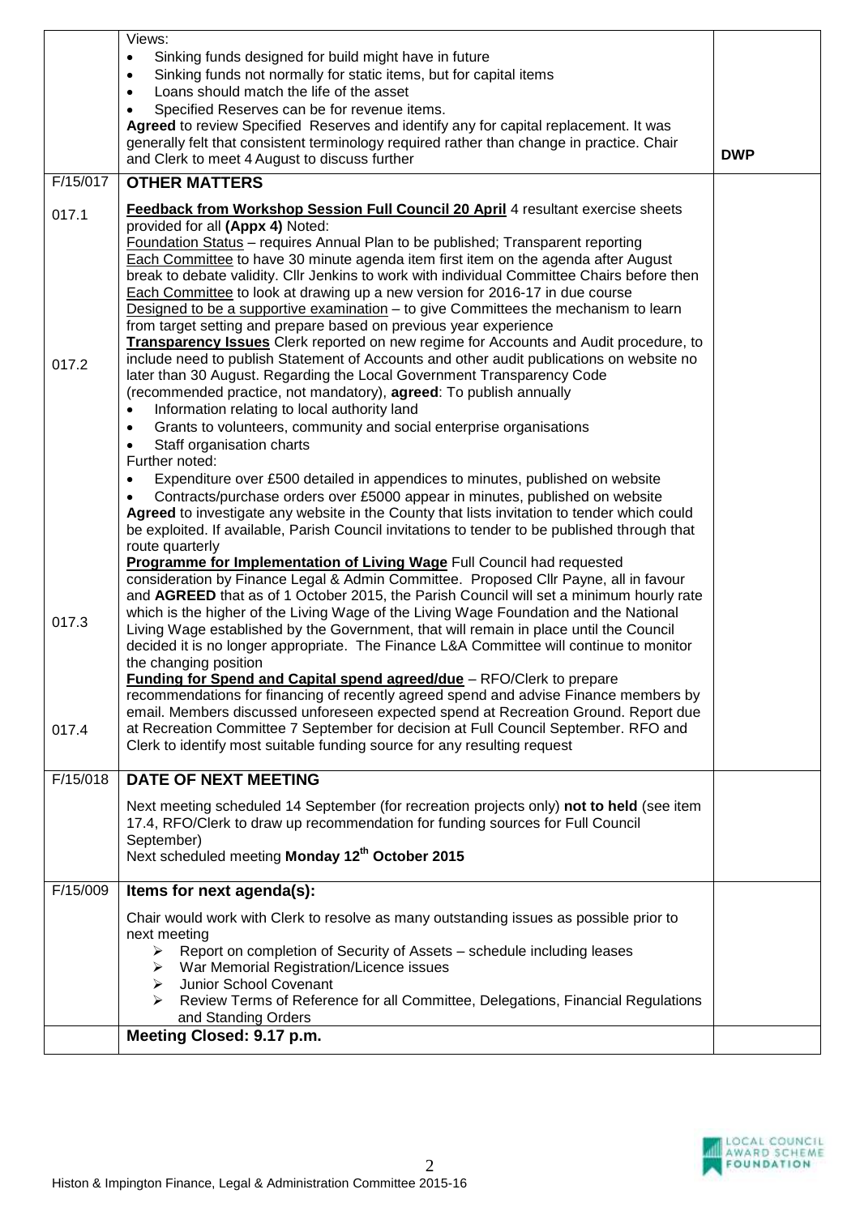| | | |
|---|---|---|
| | Views:<br>• Sinking funds designed for build might have in future<br>• Sinking funds not normally for static items, but for capital items<br>• Loans should match the life of the asset<br>• Specified Reserves can be for revenue items.<br>**Agreed** to review Specified Reserves and identify any for capital replacement. It was generally felt that consistent terminology required rather than change in practice. Chair and Clerk to meet 4 August to discuss further | **DWP** |
| F/15/017 | **OTHER MATTERS** | |
| 017.1 | **Feedback from Workshop Session Full Council 20 April** 4 resultant exercise sheets provided for all **(Appx 4)** Noted:<br>Foundation Status – requires Annual Plan to be published; Transparent reporting<br>Each Committee to have 30 minute agenda item first item on the agenda after August break to debate validity. Cllr Jenkins to work with individual Committee Chairs before then<br>Each Committee to look at drawing up a new version for 2016-17 in due course<br>Designed to be a supportive examination – to give Committees the mechanism to learn from target setting and prepare based on previous year experience | |
| 017.2 | **Transparency Issues** Clerk reported on new regime for Accounts and Audit procedure, to include need to publish Statement of Accounts and other audit publications on website no later than 30 August. Regarding the Local Government Transparency Code (recommended practice, not mandatory), **agreed**: To publish annually<br>• Information relating to local authority land<br>• Grants to volunteers, community and social enterprise organisations<br>• Staff organisation charts<br>Further noted:<br>• Expenditure over £500 detailed in appendices to minutes, published on website<br>• Contracts/purchase orders over £5000 appear in minutes, published on website<br>**Agreed** to investigate any website in the County that lists invitation to tender which could be exploited. If available, Parish Council invitations to tender to be published through that route quarterly | |
| 017.3 | **Programme for Implementation of Living Wage** Full Council had requested consideration by Finance Legal & Admin Committee. Proposed Cllr Payne, all in favour and **AGREED** that as of 1 October 2015, the Parish Council will set a minimum hourly rate which is the higher of the Living Wage of the Living Wage Foundation and the National Living Wage established by the Government, that will remain in place until the Council decided it is no longer appropriate. The Finance L&A Committee will continue to monitor the changing position | |
| 017.4 | **Funding for Spend and Capital spend agreed/due** – RFO/Clerk to prepare recommendations for financing of recently agreed spend and advise Finance members by email. Members discussed unforeseen expected spend at Recreation Ground. Report due at Recreation Committee 7 September for decision at Full Council September. RFO and Clerk to identify most suitable funding source for any resulting request | |
| F/15/018 | **DATE OF NEXT MEETING**<br><br>Next meeting scheduled 14 September (for recreation projects only) **not to held** (see item 17.4, RFO/Clerk to draw up recommendation for funding sources for Full Council September)<br>Next scheduled meeting **Monday 12th October 2015** | |
| F/15/009 | **Items for next agenda(s):**<br><br>Chair would work with Clerk to resolve as many outstanding issues as possible prior to next meeting<br>➢ Report on completion of Security of Assets – schedule including leases<br>➢ War Memorial Registration/Licence issues<br>➢ Junior School Covenant<br>➢ Review Terms of Reference for all Committee, Delegations, Financial Regulations and Standing Orders | |
| | **Meeting Closed: 9.17 p.m.** | |